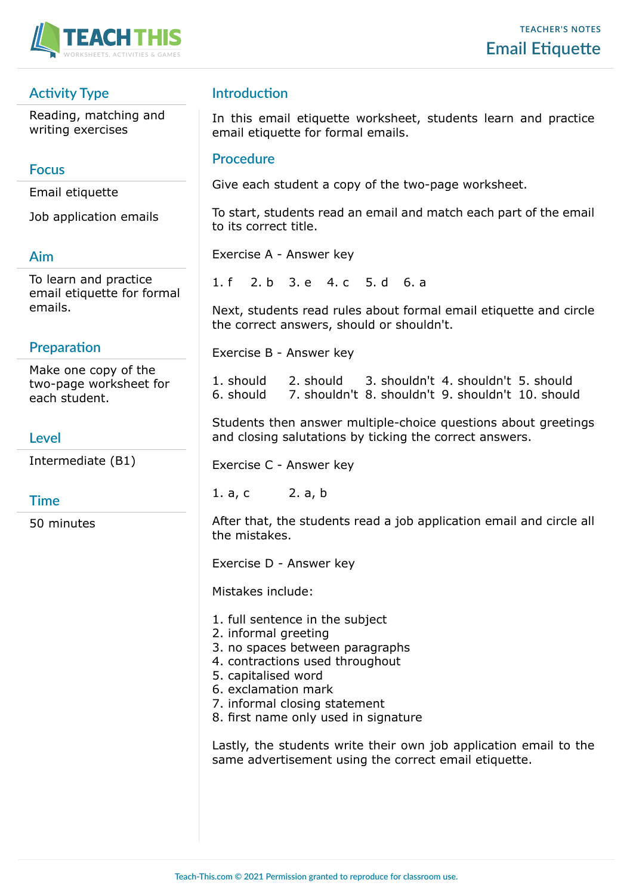TEACHER'S NOTES

# Email Etiquette

## Activity Type

Reading, matching and writing exercises

## Focus

Email etiquette

Job application emails

## Aim

To learn and practice email etiquette for formal emails.

## Preparation

Make one copy of the two-page worksheet for each student.

## Level

Intermediate (B1)

## Time

50 minutes

## Introduction

In this email etiquette worksheet, students learn and practice email etiquette for formal emails.

## Procedure

Give each student a copy of the two-page worksheet.

To start, students read an email and match each part of the email to its correct title.

Exercise A - Answer key

1. f 2. b 3. e 4. c 5. d 6. a

Next, students read rules about formal email etiquette and circle the correct answers, should or shouldn't.

Exercise B - Answer key

1. should 2. should 3. shouldn't 4. shouldn't 5. should
6. should 7. shouldn't 8. shouldn't 9. shouldn't 10. should

Students then answer multiple-choice questions about greetings and closing salutations by ticking the correct answers.

Exercise C - Answer key

1. a, c 2. a, b

After that, the students read a job application email and circle all the mistakes.

Exercise D - Answer key

Mistakes include:

1. full sentence in the subject
2. informal greeting
3. no spaces between paragraphs
4. contractions used throughout
5. capitalised word
6. exclamation mark
7. informal closing statement
8. first name only used in signature

Lastly, the students write their own job application email to the same advertisement using the correct email etiquette.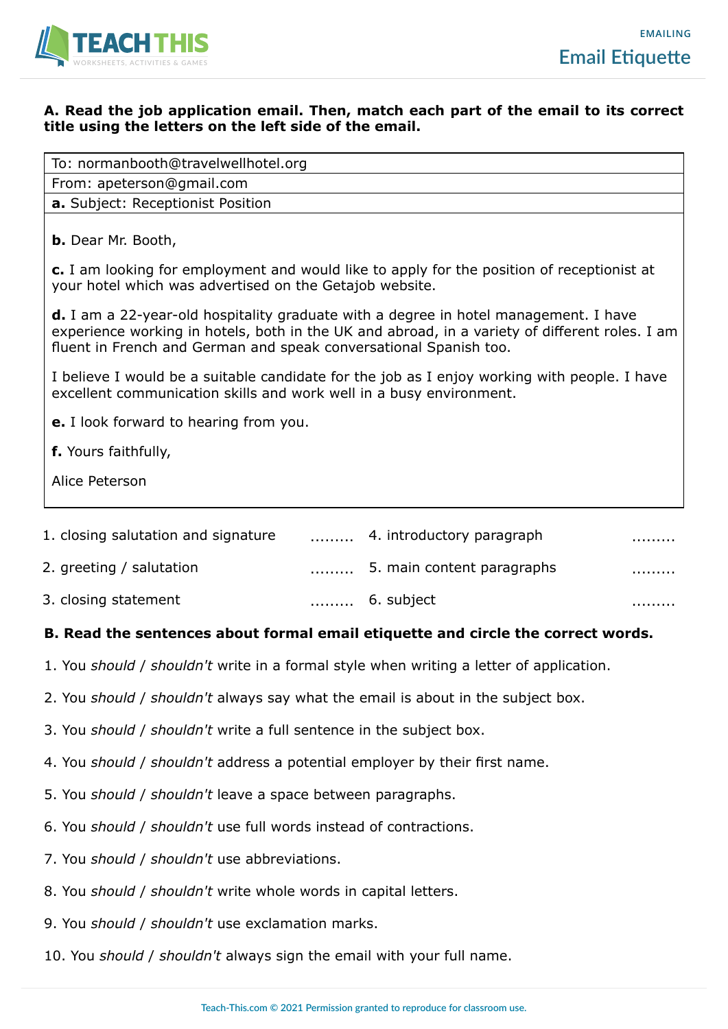## Email Etiquette

**A. Read the job application email. Then, match each part of the email to its correct title using the letters on the left side of the email.**

| To: normanbooth@travelwellhotel.org |
|---|
| From: apeterson@gmail.com |
| **a.** Subject: Receptionist Position |

**b.** Dear Mr. Booth,

**c.** I am looking for employment and would like to apply for the position of receptionist at your hotel which was advertised on the Getajob website.

**d.** I am a 22-year-old hospitality graduate with a degree in hotel management. I have experience working in hotels, both in the UK and abroad, in a variety of different roles. I am fluent in French and German and speak conversational Spanish too.

I believe I would be a suitable candidate for the job as I enjoy working with people. I have excellent communication skills and work well in a busy environment.

**e.** I look forward to hearing from you.

**f.** Yours faithfully,

Alice Peterson

| | | | |
|---|---|---|---|
| 1. closing salutation and signature | ......... | 4. introductory paragraph | ......... |
| 2. greeting / salutation | ......... | 5. main content paragraphs | ......... |
| 3. closing statement | ......... | 6. subject | ......... |

**B. Read the sentences about formal email etiquette and circle the correct words.**

1. You *should* / *shouldn't* write in a formal style when writing a letter of application.
2. You *should* / *shouldn't* always say what the email is about in the subject box.
3. You *should* / *shouldn't* write a full sentence in the subject box.
4. You *should* / *shouldn't* address a potential employer by their first name.
5. You *should* / *shouldn't* leave a space between paragraphs.
6. You *should* / *shouldn't* use full words instead of contractions.
7. You *should* / *shouldn't* use abbreviations.
8. You *should* / *shouldn't* write whole words in capital letters.
9. You *should* / *shouldn't* use exclamation marks.
10. You *should* / *shouldn't* always sign the email with your full name.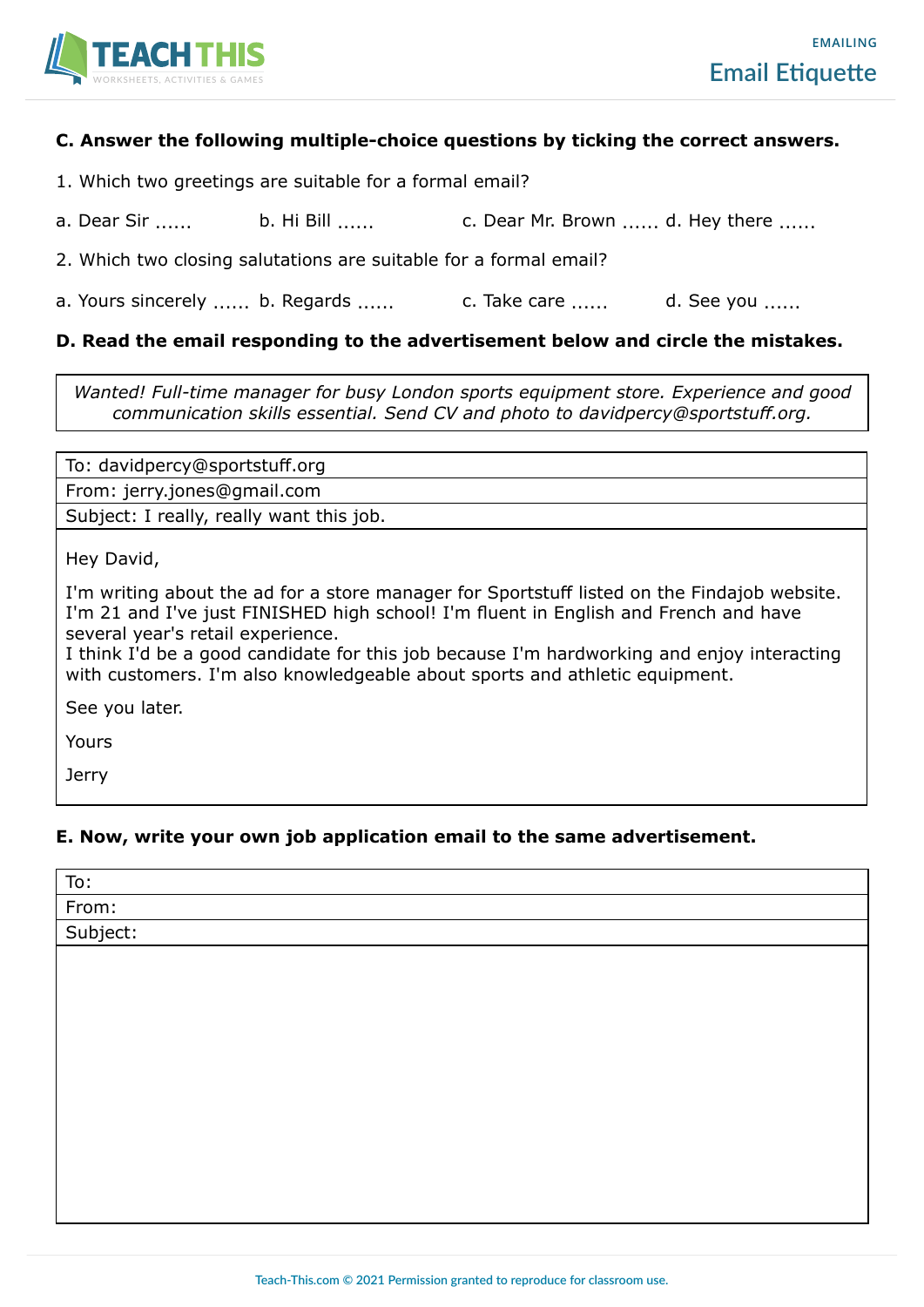**C. Answer the following multiple-choice questions by ticking the correct answers.**

1. Which two greetings are suitable for a formal email?

a. Dear Sir ...... b. Hi Bill ...... c. Dear Mr. Brown ...... d. Hey there ......

2. Which two closing salutations are suitable for a formal email?

a. Yours sincerely ...... b. Regards ...... c. Take care ...... d. See you ......

**D. Read the email responding to the advertisement below and circle the mistakes.**

*Wanted! Full-time manager for busy London sports equipment store. Experience and good communication skills essential. Send CV and photo to davidpercy@sportstuff.org.*

To: davidpercy@sportstuff.org
From: jerry.jones@gmail.com
Subject: I really, really want this job.

Hey David,

I'm writing about the ad for a store manager for Sportstuff listed on the Findajob website. I'm 21 and I've just FINISHED high school! I'm fluent in English and French and have several year's retail experience.
I think I'd be a good candidate for this job because I'm hardworking and enjoy interacting with customers. I'm also knowledgeable about sports and athletic equipment.

See you later.

Yours

Jerry

**E. Now, write your own job application email to the same advertisement.**

To:
From:
Subject: